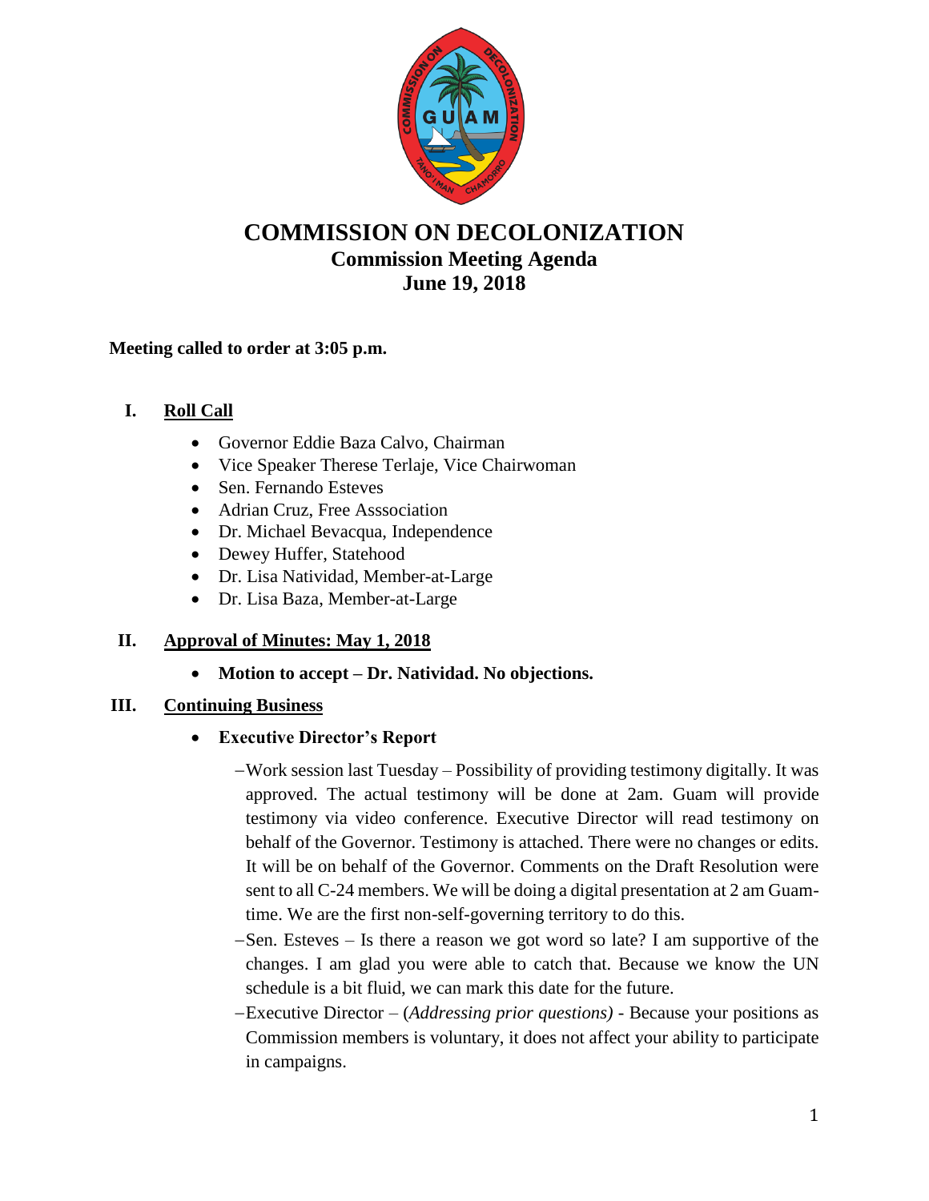# COMMISSION ON DECOLONIZATION

## Commission Meeting Agenda

## June 19, 2018

**Meeting called to order at 3:05 p.m.**

### I. Roll Call

- Governor Eddie Baza Calvo, Chairman
- Vice Speaker Therese Terlaje, Vice Chairwoman
- Sen. Fernando Esteves
- Adrian Cruz, Free Asssociation
- Dr. Michael Bevacqua, Independence
- Dewey Huffer, Statehood
- Dr. Lisa Natividad, Member-at-Large
- Dr. Lisa Baza, Member-at-Large

### II. Approval of Minutes: May 1, 2018

- **Motion to accept – Dr. Natividad. No objections.**

### III. Continuing Business

- **Executive Director's Report**
  - –Work session last Tuesday – Possibility of providing testimony digitally. It was approved. The actual testimony will be done at 2am. Guam will provide testimony via video conference. Executive Director will read testimony on behalf of the Governor. Testimony is attached. There were no changes or edits. It will be on behalf of the Governor. Comments on the Draft Resolution were sent to all C-24 members. We will be doing a digital presentation at 2 am Guam-time. We are the first non-self-governing territory to do this.
  - –Sen. Esteves – Is there a reason we got word so late? I am supportive of the changes. I am glad you were able to catch that. Because we know the UN schedule is a bit fluid, we can mark this date for the future.
  - –Executive Director – (*Addressing prior questions)* - Because your positions as Commission members is voluntary, it does not affect your ability to participate in campaigns.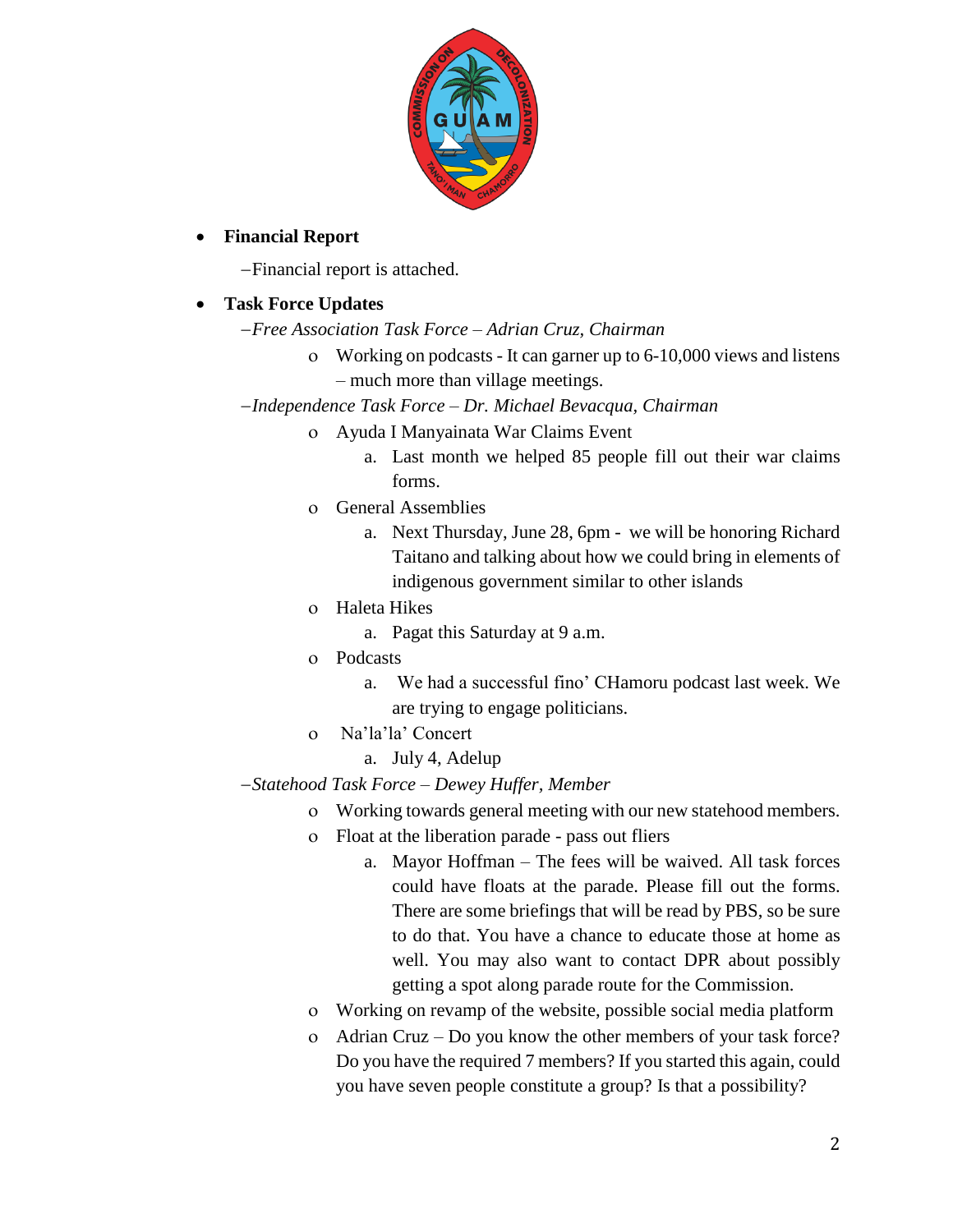- **Financial Report**

  –Financial report is attached.

- **Task Force Updates**

  –*Free Association Task Force – Adrian Cruz, Chairman*

  - Working on podcasts - It can garner up to 6-10,000 views and listens – much more than village meetings.

  –*Independence Task Force – Dr. Michael Bevacqua, Chairman*

  - Ayuda I Manyainata War Claims Event
    a. Last month we helped 85 people fill out their war claims forms.
  - General Assemblies
    a. Next Thursday, June 28, 6pm - we will be honoring Richard Taitano and talking about how we could bring in elements of indigenous government similar to other islands
  - Haleta Hikes
    a. Pagat this Saturday at 9 a.m.
  - Podcasts
    a. We had a successful fino' CHamoru podcast last week. We are trying to engage politicians.
  - Na'la'la' Concert
    a. July 4, Adelup

  –*Statehood Task Force – Dewey Huffer, Member*

  - Working towards general meeting with our new statehood members.
  - Float at the liberation parade - pass out fliers
    a. Mayor Hoffman – The fees will be waived. All task forces could have floats at the parade. Please fill out the forms. There are some briefings that will be read by PBS, so be sure to do that. You have a chance to educate those at home as well. You may also want to contact DPR about possibly getting a spot along parade route for the Commission.
  - Working on revamp of the website, possible social media platform
  - Adrian Cruz – Do you know the other members of your task force? Do you have the required 7 members? If you started this again, could you have seven people constitute a group? Is that a possibility?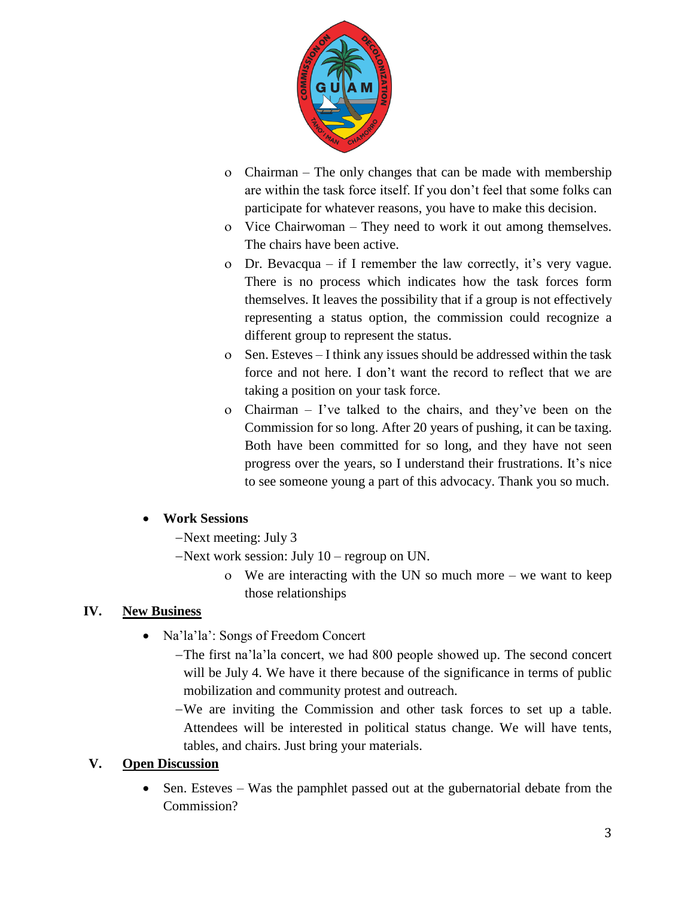- Chairman – The only changes that can be made with membership are within the task force itself. If you don't feel that some folks can participate for whatever reasons, you have to make this decision.
- Vice Chairwoman – They need to work it out among themselves. The chairs have been active.
- Dr. Bevacqua – if I remember the law correctly, it's very vague. There is no process which indicates how the task forces form themselves. It leaves the possibility that if a group is not effectively representing a status option, the commission could recognize a different group to represent the status.
- Sen. Esteves – I think any issues should be addressed within the task force and not here. I don't want the record to reflect that we are taking a position on your task force.
- Chairman – I've talked to the chairs, and they've been on the Commission for so long. After 20 years of pushing, it can be taxing. Both have been committed for so long, and they have not seen progress over the years, so I understand their frustrations. It's nice to see someone young a part of this advocacy. Thank you so much.

- **Work Sessions**
  - Next meeting: July 3
  - Next work session: July 10 – regroup on UN.
    - We are interacting with the UN so much more – we want to keep those relationships

## IV. New Business

- Na'la'la': Songs of Freedom Concert
  - The first na'la'la concert, we had 800 people showed up. The second concert will be July 4. We have it there because of the significance in terms of public mobilization and community protest and outreach.
  - We are inviting the Commission and other task forces to set up a table. Attendees will be interested in political status change. We will have tents, tables, and chairs. Just bring your materials.

## V. Open Discussion

- Sen. Esteves – Was the pamphlet passed out at the gubernatorial debate from the Commission?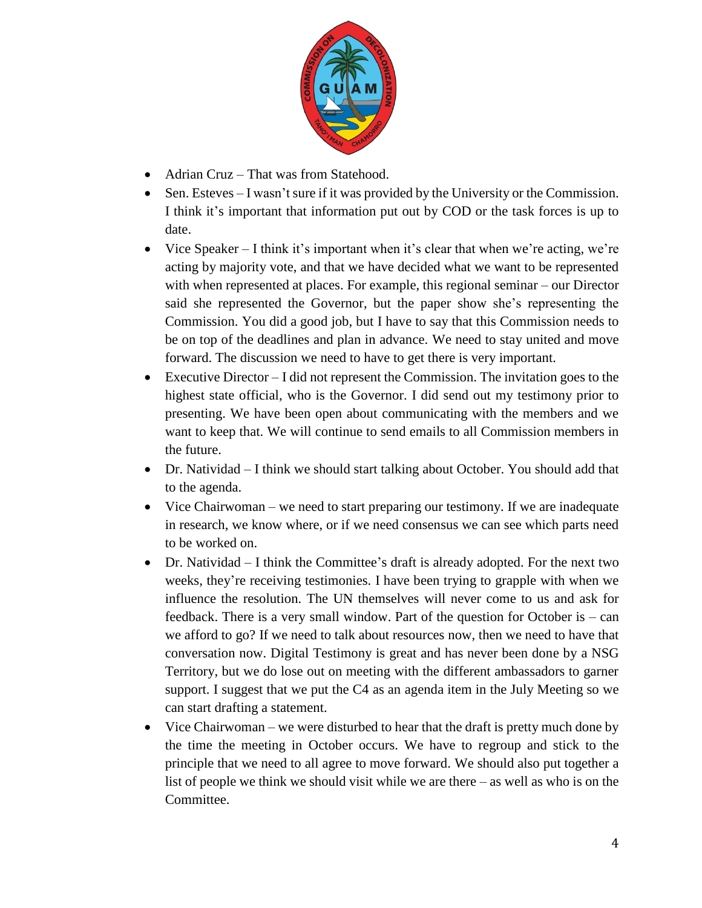- Adrian Cruz – That was from Statehood.
- Sen. Esteves – I wasn't sure if it was provided by the University or the Commission. I think it's important that information put out by COD or the task forces is up to date.
- Vice Speaker – I think it's important when it's clear that when we're acting, we're acting by majority vote, and that we have decided what we want to be represented with when represented at places. For example, this regional seminar – our Director said she represented the Governor, but the paper show she's representing the Commission. You did a good job, but I have to say that this Commission needs to be on top of the deadlines and plan in advance. We need to stay united and move forward. The discussion we need to have to get there is very important.
- Executive Director – I did not represent the Commission. The invitation goes to the highest state official, who is the Governor. I did send out my testimony prior to presenting. We have been open about communicating with the members and we want to keep that. We will continue to send emails to all Commission members in the future.
- Dr. Natividad – I think we should start talking about October. You should add that to the agenda.
- Vice Chairwoman – we need to start preparing our testimony. If we are inadequate in research, we know where, or if we need consensus we can see which parts need to be worked on.
- Dr. Natividad – I think the Committee's draft is already adopted. For the next two weeks, they're receiving testimonies. I have been trying to grapple with when we influence the resolution. The UN themselves will never come to us and ask for feedback. There is a very small window. Part of the question for October is – can we afford to go? If we need to talk about resources now, then we need to have that conversation now. Digital Testimony is great and has never been done by a NSG Territory, but we do lose out on meeting with the different ambassadors to garner support. I suggest that we put the C4 as an agenda item in the July Meeting so we can start drafting a statement.
- Vice Chairwoman – we were disturbed to hear that the draft is pretty much done by the time the meeting in October occurs. We have to regroup and stick to the principle that we need to all agree to move forward. We should also put together a list of people we think we should visit while we are there – as well as who is on the Committee.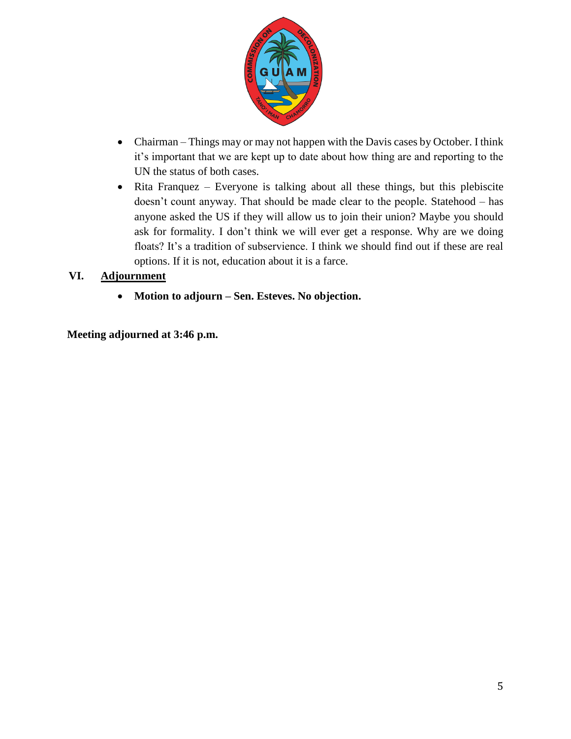- Chairman – Things may or may not happen with the Davis cases by October. I think it's important that we are kept up to date about how thing are and reporting to the UN the status of both cases.
- Rita Franquez – Everyone is talking about all these things, but this plebiscite doesn't count anyway. That should be made clear to the people. Statehood – has anyone asked the US if they will allow us to join their union? Maybe you should ask for formality. I don't think we will ever get a response. Why are we doing floats? It's a tradition of subservience. I think we should find out if these are real options. If it is not, education about it is a farce.

## VI. Adjournment

- **Motion to adjourn – Sen. Esteves. No objection.**

**Meeting adjourned at 3:46 p.m.**